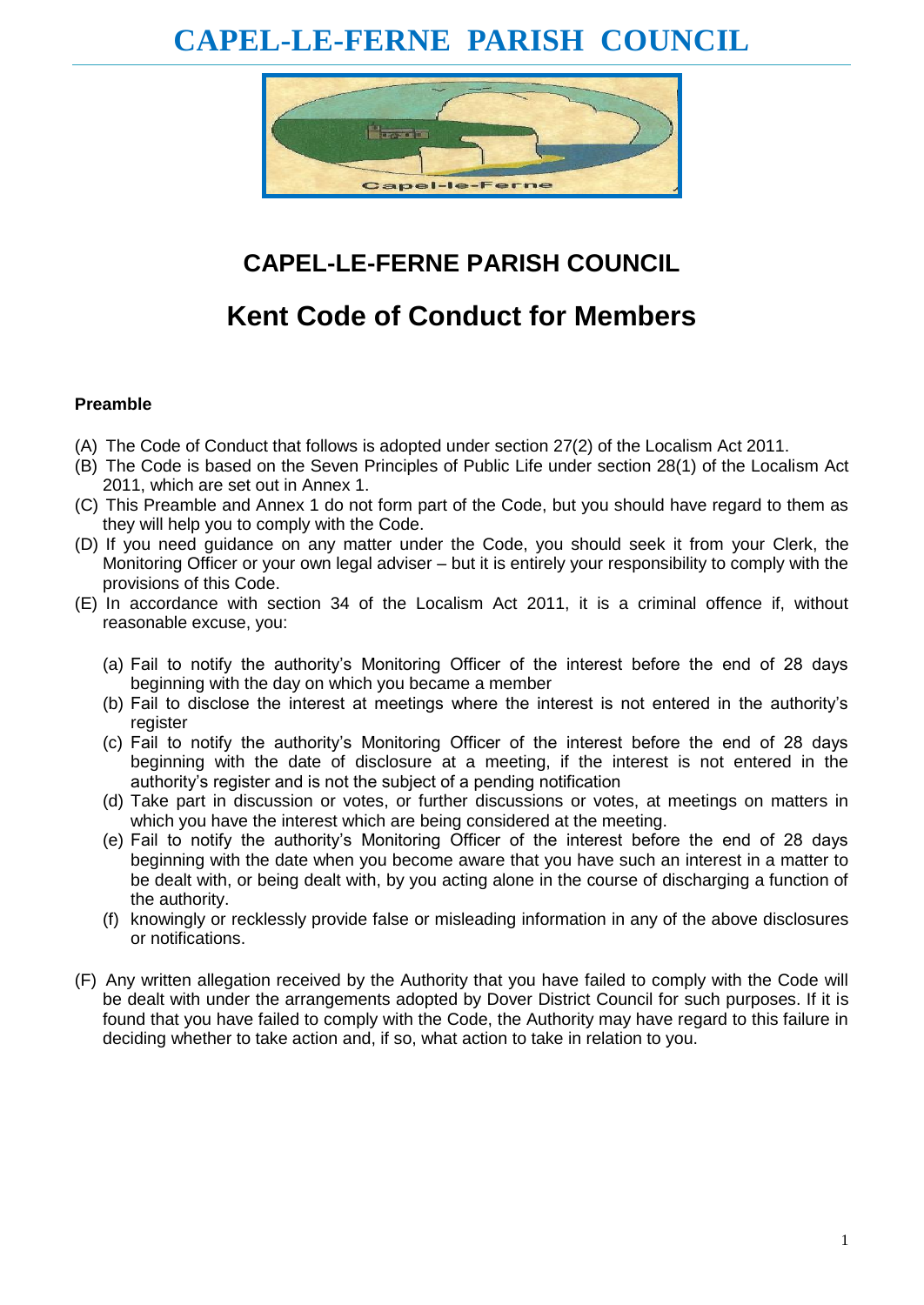# CAPEL-LE-FERNE PARISH COUNCIL

## CAPEL-LE-FERNE PARISH COUNCIL

## Kent Code of Conduct for Members

**Preamble**

(A) The Code of Conduct that follows is adopted under section 27(2) of the Localism Act 2011.

(B) The Code is based on the Seven Principles of Public Life under section 28(1) of the Localism Act 2011, which are set out in Annex 1.

(C) This Preamble and Annex 1 do not form part of the Code, but you should have regard to them as they will help you to comply with the Code.

(D) If you need guidance on any matter under the Code, you should seek it from your Clerk, the Monitoring Officer or your own legal adviser – but it is entirely your responsibility to comply with the provisions of this Code.

(E) In accordance with section 34 of the Localism Act 2011, it is a criminal offence if, without reasonable excuse, you:

- (a) Fail to notify the authority's Monitoring Officer of the interest before the end of 28 days beginning with the day on which you became a member
- (b) Fail to disclose the interest at meetings where the interest is not entered in the authority's register
- (c) Fail to notify the authority's Monitoring Officer of the interest before the end of 28 days beginning with the date of disclosure at a meeting, if the interest is not entered in the authority's register and is not the subject of a pending notification
- (d) Take part in discussion or votes, or further discussions or votes, at meetings on matters in which you have the interest which are being considered at the meeting.
- (e) Fail to notify the authority's Monitoring Officer of the interest before the end of 28 days beginning with the date when you become aware that you have such an interest in a matter to be dealt with, or being dealt with, by you acting alone in the course of discharging a function of the authority.
- (f) knowingly or recklessly provide false or misleading information in any of the above disclosures or notifications.

(F) Any written allegation received by the Authority that you have failed to comply with the Code will be dealt with under the arrangements adopted by Dover District Council for such purposes. If it is found that you have failed to comply with the Code, the Authority may have regard to this failure in deciding whether to take action and, if so, what action to take in relation to you.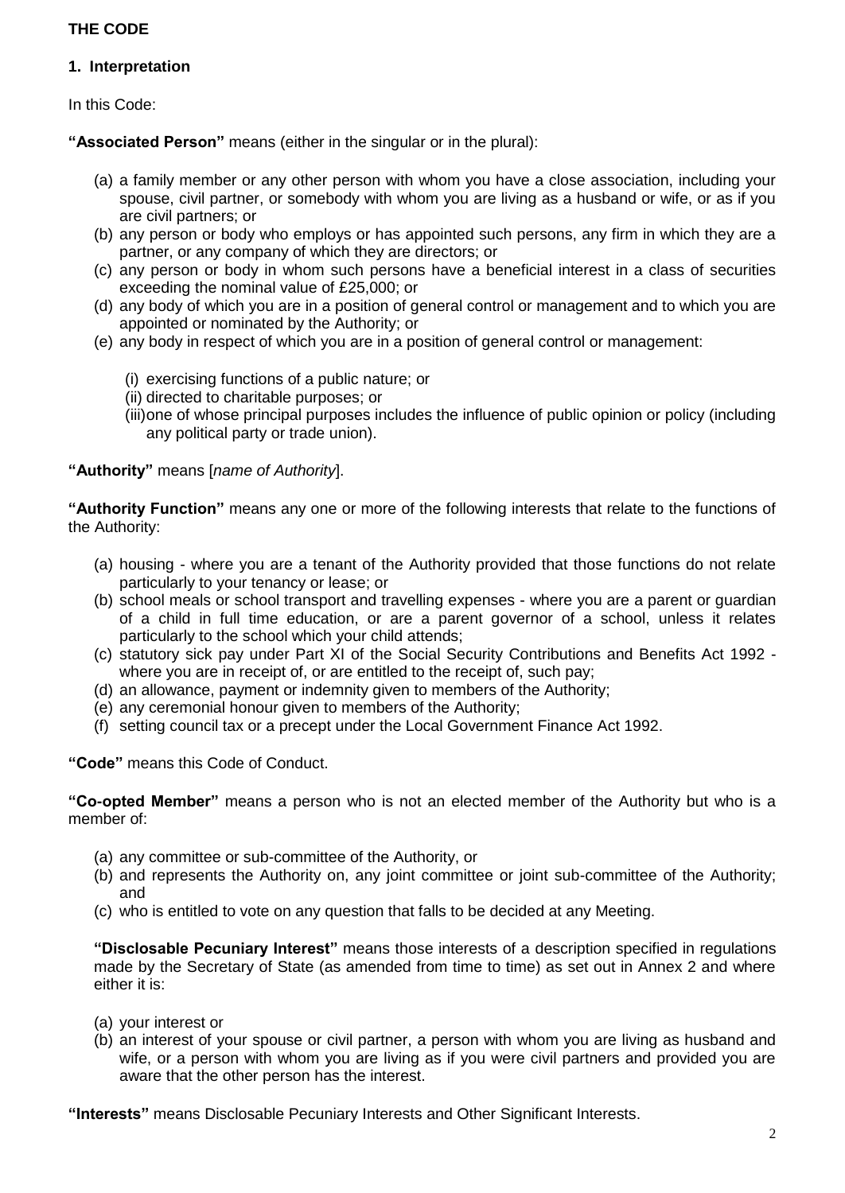**THE CODE**

**1. Interpretation**

In this Code:

**"Associated Person"** means (either in the singular or in the plural):

(a) a family member or any other person with whom you have a close association, including your spouse, civil partner, or somebody with whom you are living as a husband or wife, or as if you are civil partners; or
(b) any person or body who employs or has appointed such persons, any firm in which they are a partner, or any company of which they are directors; or
(c) any person or body in whom such persons have a beneficial interest in a class of securities exceeding the nominal value of £25,000; or
(d) any body of which you are in a position of general control or management and to which you are appointed or nominated by the Authority; or
(e) any body in respect of which you are in a position of general control or management:

   (i) exercising functions of a public nature; or
   (ii) directed to charitable purposes; or
   (iii) one of whose principal purposes includes the influence of public opinion or policy (including any political party or trade union).

**"Authority"** means [*name of Authority*].

**"Authority Function"** means any one or more of the following interests that relate to the functions of the Authority:

(a) housing - where you are a tenant of the Authority provided that those functions do not relate particularly to your tenancy or lease; or
(b) school meals or school transport and travelling expenses - where you are a parent or guardian of a child in full time education, or are a parent governor of a school, unless it relates particularly to the school which your child attends;
(c) statutory sick pay under Part XI of the Social Security Contributions and Benefits Act 1992 - where you are in receipt of, or are entitled to the receipt of, such pay;
(d) an allowance, payment or indemnity given to members of the Authority;
(e) any ceremonial honour given to members of the Authority;
(f) setting council tax or a precept under the Local Government Finance Act 1992.

**"Code"** means this Code of Conduct.

**"Co-opted Member"** means a person who is not an elected member of the Authority but who is a member of:

(a) any committee or sub-committee of the Authority, or
(b) and represents the Authority on, any joint committee or joint sub-committee of the Authority; and
(c) who is entitled to vote on any question that falls to be decided at any Meeting.

**"Disclosable Pecuniary Interest"** means those interests of a description specified in regulations made by the Secretary of State (as amended from time to time) as set out in Annex 2 and where either it is:

(a) your interest or
(b) an interest of your spouse or civil partner, a person with whom you are living as husband and wife, or a person with whom you are living as if you were civil partners and provided you are aware that the other person has the interest.

**"Interests"** means Disclosable Pecuniary Interests and Other Significant Interests.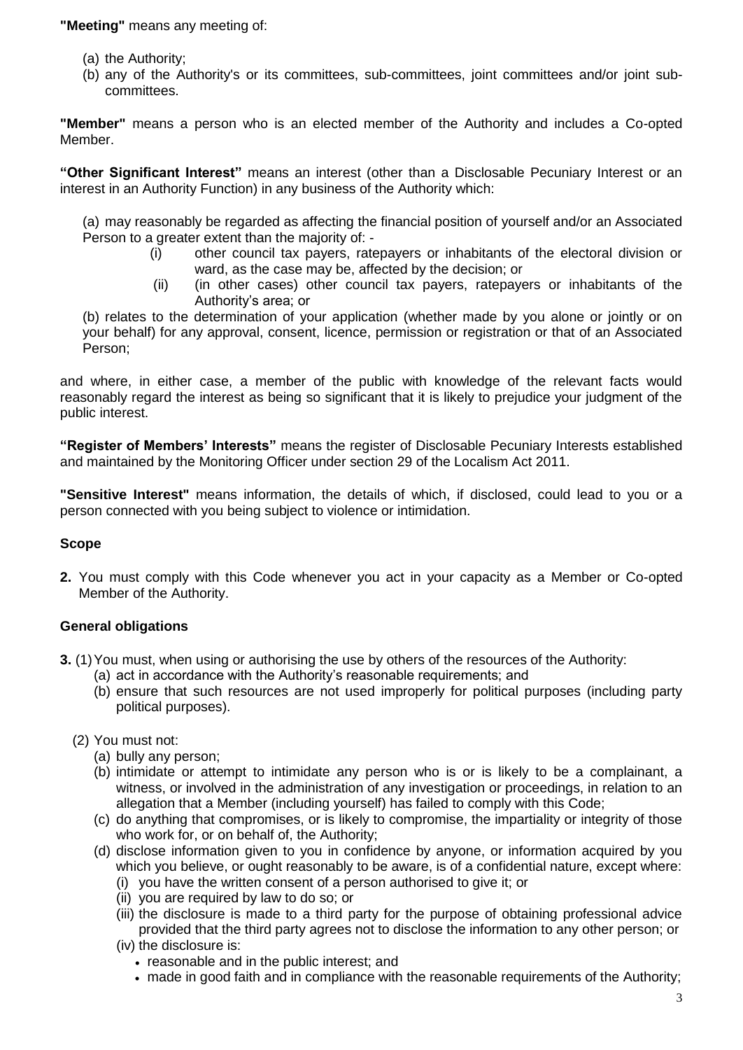**"Meeting"** means any meeting of:

(a) the Authority;
(b) any of the Authority's or its committees, sub-committees, joint committees and/or joint sub-committees.

**"Member"** means a person who is an elected member of the Authority and includes a Co-opted Member.

**"Other Significant Interest"** means an interest (other than a Disclosable Pecuniary Interest or an interest in an Authority Function) in any business of the Authority which:

(a) may reasonably be regarded as affecting the financial position of yourself and/or an Associated Person to a greater extent than the majority of: -

  (i) other council tax payers, ratepayers or inhabitants of the electoral division or ward, as the case may be, affected by the decision; or
  (ii) (in other cases) other council tax payers, ratepayers or inhabitants of the Authority's area; or

(b) relates to the determination of your application (whether made by you alone or jointly or on your behalf) for any approval, consent, licence, permission or registration or that of an Associated Person;

and where, in either case, a member of the public with knowledge of the relevant facts would reasonably regard the interest as being so significant that it is likely to prejudice your judgment of the public interest.

**"Register of Members' Interests"** means the register of Disclosable Pecuniary Interests established and maintained by the Monitoring Officer under section 29 of the Localism Act 2011.

**"Sensitive Interest"** means information, the details of which, if disclosed, could lead to you or a person connected with you being subject to violence or intimidation.

## Scope

**2.** You must comply with this Code whenever you act in your capacity as a Member or Co-opted Member of the Authority.

## General obligations

**3.** (1) You must, when using or authorising the use by others of the resources of the Authority:

  (a) act in accordance with the Authority's reasonable requirements; and
  (b) ensure that such resources are not used improperly for political purposes (including party political purposes).

(2) You must not:

  (a) bully any person;
  (b) intimidate or attempt to intimidate any person who is or is likely to be a complainant, a witness, or involved in the administration of any investigation or proceedings, in relation to an allegation that a Member (including yourself) has failed to comply with this Code;
  (c) do anything that compromises, or is likely to compromise, the impartiality or integrity of those who work for, or on behalf of, the Authority;
  (d) disclose information given to you in confidence by anyone, or information acquired by you which you believe, or ought reasonably to be aware, is of a confidential nature, except where:
    (i) you have the written consent of a person authorised to give it; or
    (ii) you are required by law to do so; or
    (iii) the disclosure is made to a third party for the purpose of obtaining professional advice provided that the third party agrees not to disclose the information to any other person; or
    (iv) the disclosure is:
      - reasonable and in the public interest; and
      - made in good faith and in compliance with the reasonable requirements of the Authority;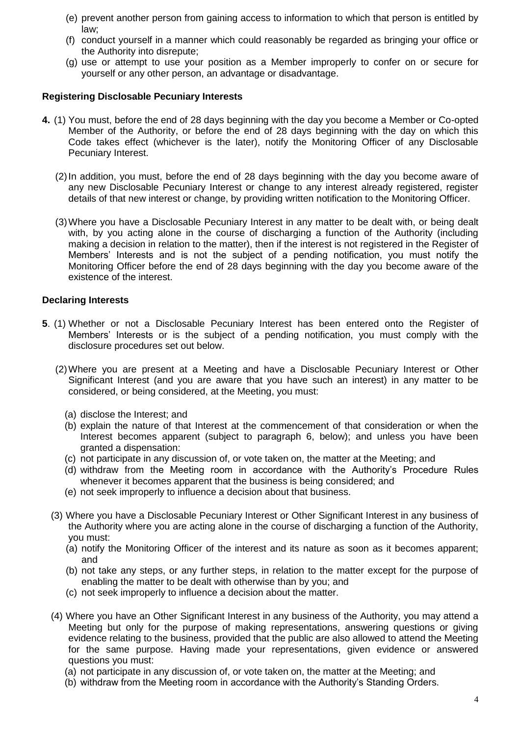(e) prevent another person from gaining access to information to which that person is entitled by law;

(f) conduct yourself in a manner which could reasonably be regarded as bringing your office or the Authority into disrepute;

(g) use or attempt to use your position as a Member improperly to confer on or secure for yourself or any other person, an advantage or disadvantage.

**Registering Disclosable Pecuniary Interests**

**4.** (1) You must, before the end of 28 days beginning with the day you become a Member or Co-opted Member of the Authority, or before the end of 28 days beginning with the day on which this Code takes effect (whichever is the later), notify the Monitoring Officer of any Disclosable Pecuniary Interest.

(2) In addition, you must, before the end of 28 days beginning with the day you become aware of any new Disclosable Pecuniary Interest or change to any interest already registered, register details of that new interest or change, by providing written notification to the Monitoring Officer.

(3) Where you have a Disclosable Pecuniary Interest in any matter to be dealt with, or being dealt with, by you acting alone in the course of discharging a function of the Authority (including making a decision in relation to the matter), then if the interest is not registered in the Register of Members' Interests and is not the subject of a pending notification, you must notify the Monitoring Officer before the end of 28 days beginning with the day you become aware of the existence of the interest.

**Declaring Interests**

**5**. (1) Whether or not a Disclosable Pecuniary Interest has been entered onto the Register of Members' Interests or is the subject of a pending notification, you must comply with the disclosure procedures set out below.

(2) Where you are present at a Meeting and have a Disclosable Pecuniary Interest or Other Significant Interest (and you are aware that you have such an interest) in any matter to be considered, or being considered, at the Meeting, you must:

(a) disclose the Interest; and

(b) explain the nature of that Interest at the commencement of that consideration or when the Interest becomes apparent (subject to paragraph 6, below); and unless you have been granted a dispensation:

(c) not participate in any discussion of, or vote taken on, the matter at the Meeting; and

(d) withdraw from the Meeting room in accordance with the Authority's Procedure Rules whenever it becomes apparent that the business is being considered; and

(e) not seek improperly to influence a decision about that business.

(3) Where you have a Disclosable Pecuniary Interest or Other Significant Interest in any business of the Authority where you are acting alone in the course of discharging a function of the Authority, you must:

(a) notify the Monitoring Officer of the interest and its nature as soon as it becomes apparent; and

(b) not take any steps, or any further steps, in relation to the matter except for the purpose of enabling the matter to be dealt with otherwise than by you; and

(c) not seek improperly to influence a decision about the matter.

(4) Where you have an Other Significant Interest in any business of the Authority, you may attend a Meeting but only for the purpose of making representations, answering questions or giving evidence relating to the business, provided that the public are also allowed to attend the Meeting for the same purpose. Having made your representations, given evidence or answered questions you must:

(a) not participate in any discussion of, or vote taken on, the matter at the Meeting; and

(b) withdraw from the Meeting room in accordance with the Authority's Standing Orders.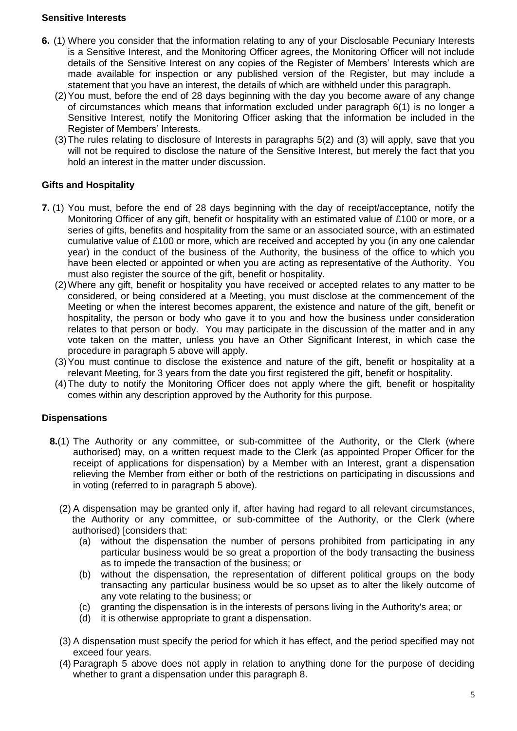**Sensitive Interests**

**6.** (1) Where you consider that the information relating to any of your Disclosable Pecuniary Interests is a Sensitive Interest, and the Monitoring Officer agrees, the Monitoring Officer will not include details of the Sensitive Interest on any copies of the Register of Members' Interests which are made available for inspection or any published version of the Register, but may include a statement that you have an interest, the details of which are withheld under this paragraph.

(2) You must, before the end of 28 days beginning with the day you become aware of any change of circumstances which means that information excluded under paragraph 6(1) is no longer a Sensitive Interest, notify the Monitoring Officer asking that the information be included in the Register of Members' Interests.

(3) The rules relating to disclosure of Interests in paragraphs 5(2) and (3) will apply, save that you will not be required to disclose the nature of the Sensitive Interest, but merely the fact that you hold an interest in the matter under discussion.

**Gifts and Hospitality**

**7.** (1) You must, before the end of 28 days beginning with the day of receipt/acceptance, notify the Monitoring Officer of any gift, benefit or hospitality with an estimated value of £100 or more, or a series of gifts, benefits and hospitality from the same or an associated source, with an estimated cumulative value of £100 or more, which are received and accepted by you (in any one calendar year) in the conduct of the business of the Authority, the business of the office to which you have been elected or appointed or when you are acting as representative of the Authority. You must also register the source of the gift, benefit or hospitality.

(2) Where any gift, benefit or hospitality you have received or accepted relates to any matter to be considered, or being considered at a Meeting, you must disclose at the commencement of the Meeting or when the interest becomes apparent, the existence and nature of the gift, benefit or hospitality, the person or body who gave it to you and how the business under consideration relates to that person or body. You may participate in the discussion of the matter and in any vote taken on the matter, unless you have an Other Significant Interest, in which case the procedure in paragraph 5 above will apply.

(3) You must continue to disclose the existence and nature of the gift, benefit or hospitality at a relevant Meeting, for 3 years from the date you first registered the gift, benefit or hospitality.

(4) The duty to notify the Monitoring Officer does not apply where the gift, benefit or hospitality comes within any description approved by the Authority for this purpose.

**Dispensations**

**8.**(1) The Authority or any committee, or sub-committee of the Authority, or the Clerk (where authorised) may, on a written request made to the Clerk (as appointed Proper Officer for the receipt of applications for dispensation) by a Member with an Interest, grant a dispensation relieving the Member from either or both of the restrictions on participating in discussions and in voting (referred to in paragraph 5 above).

(2) A dispensation may be granted only if, after having had regard to all relevant circumstances, the Authority or any committee, or sub-committee of the Authority, or the Clerk (where authorised) [considers that:

(a) without the dispensation the number of persons prohibited from participating in any particular business would be so great a proportion of the body transacting the business as to impede the transaction of the business; or

(b) without the dispensation, the representation of different political groups on the body transacting any particular business would be so upset as to alter the likely outcome of any vote relating to the business; or

(c) granting the dispensation is in the interests of persons living in the Authority's area; or

(d) it is otherwise appropriate to grant a dispensation.

(3) A dispensation must specify the period for which it has effect, and the period specified may not exceed four years.

(4) Paragraph 5 above does not apply in relation to anything done for the purpose of deciding whether to grant a dispensation under this paragraph 8.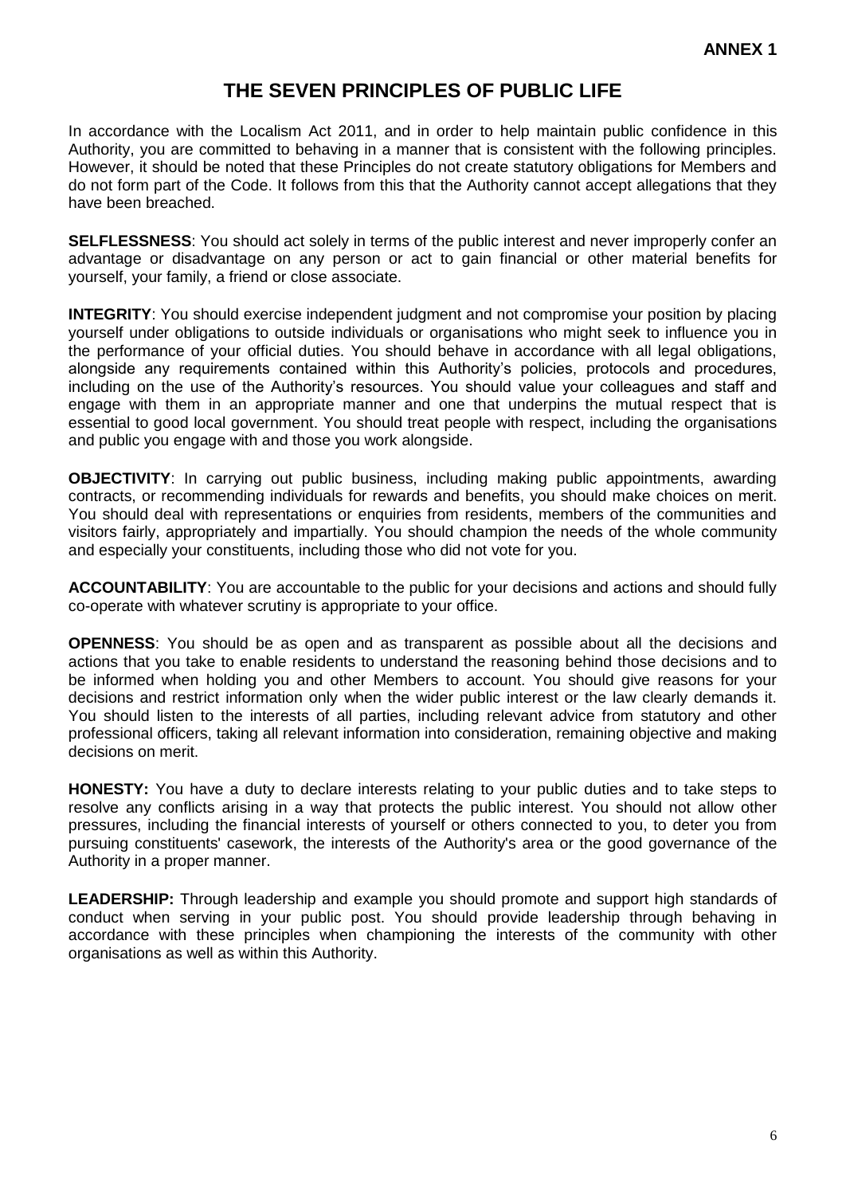**ANNEX 1**

# THE SEVEN PRINCIPLES OF PUBLIC LIFE

In accordance with the Localism Act 2011, and in order to help maintain public confidence in this Authority, you are committed to behaving in a manner that is consistent with the following principles. However, it should be noted that these Principles do not create statutory obligations for Members and do not form part of the Code. It follows from this that the Authority cannot accept allegations that they have been breached.

**SELFLESSNESS**: You should act solely in terms of the public interest and never improperly confer an advantage or disadvantage on any person or act to gain financial or other material benefits for yourself, your family, a friend or close associate.

**INTEGRITY**: You should exercise independent judgment and not compromise your position by placing yourself under obligations to outside individuals or organisations who might seek to influence you in the performance of your official duties. You should behave in accordance with all legal obligations, alongside any requirements contained within this Authority's policies, protocols and procedures, including on the use of the Authority's resources. You should value your colleagues and staff and engage with them in an appropriate manner and one that underpins the mutual respect that is essential to good local government. You should treat people with respect, including the organisations and public you engage with and those you work alongside.

**OBJECTIVITY**: In carrying out public business, including making public appointments, awarding contracts, or recommending individuals for rewards and benefits, you should make choices on merit. You should deal with representations or enquiries from residents, members of the communities and visitors fairly, appropriately and impartially. You should champion the needs of the whole community and especially your constituents, including those who did not vote for you.

**ACCOUNTABILITY**: You are accountable to the public for your decisions and actions and should fully co-operate with whatever scrutiny is appropriate to your office.

**OPENNESS**: You should be as open and as transparent as possible about all the decisions and actions that you take to enable residents to understand the reasoning behind those decisions and to be informed when holding you and other Members to account. You should give reasons for your decisions and restrict information only when the wider public interest or the law clearly demands it. You should listen to the interests of all parties, including relevant advice from statutory and other professional officers, taking all relevant information into consideration, remaining objective and making decisions on merit.

**HONESTY:** You have a duty to declare interests relating to your public duties and to take steps to resolve any conflicts arising in a way that protects the public interest. You should not allow other pressures, including the financial interests of yourself or others connected to you, to deter you from pursuing constituents' casework, the interests of the Authority's area or the good governance of the Authority in a proper manner.

**LEADERSHIP:** Through leadership and example you should promote and support high standards of conduct when serving in your public post. You should provide leadership through behaving in accordance with these principles when championing the interests of the community with other organisations as well as within this Authority.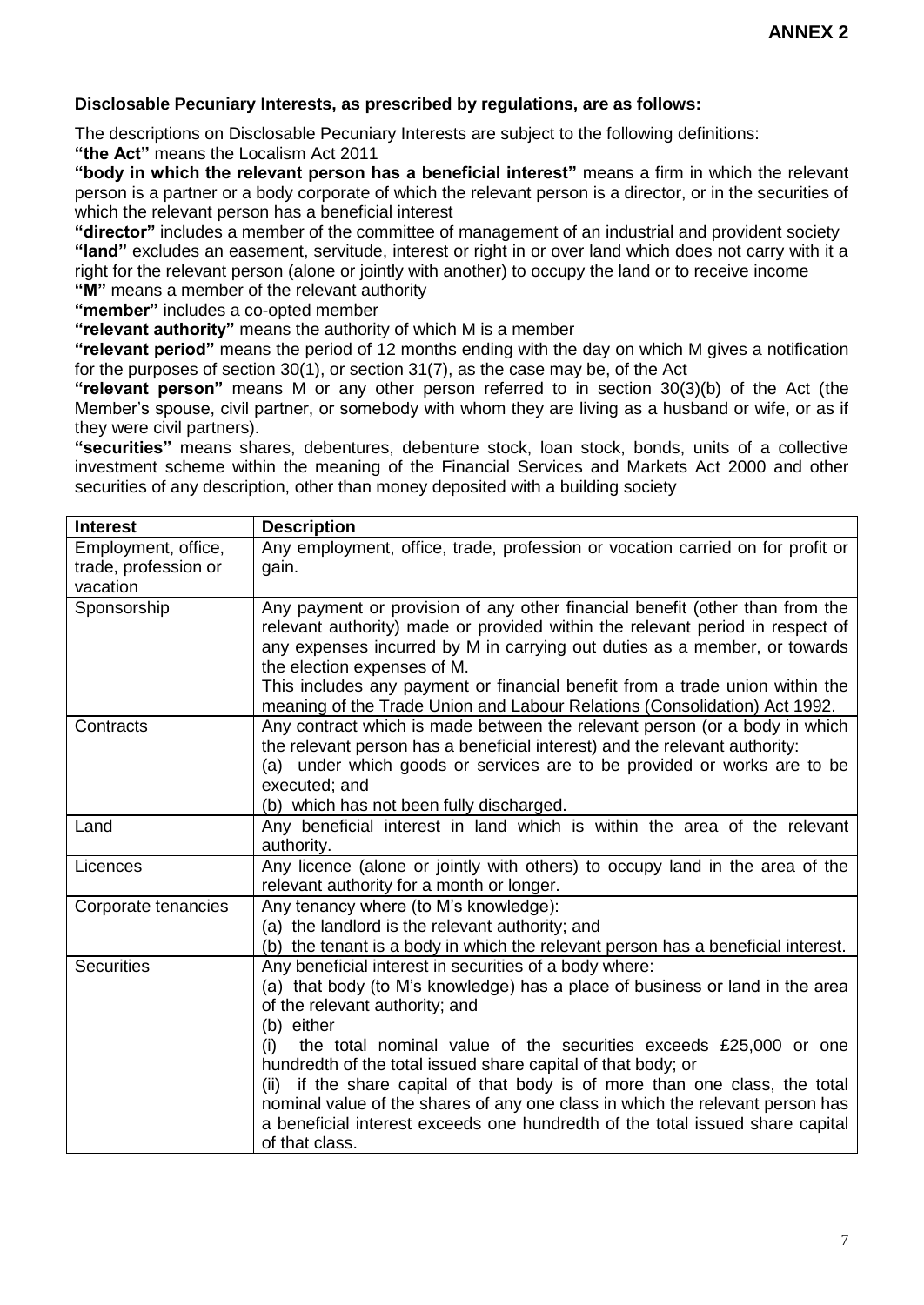**ANNEX 2**

**Disclosable Pecuniary Interests, as prescribed by regulations, are as follows:**

The descriptions on Disclosable Pecuniary Interests are subject to the following definitions:

**"the Act"** means the Localism Act 2011

**"body in which the relevant person has a beneficial interest"** means a firm in which the relevant person is a partner or a body corporate of which the relevant person is a director, or in the securities of which the relevant person has a beneficial interest

**"director"** includes a member of the committee of management of an industrial and provident society

**"land"** excludes an easement, servitude, interest or right in or over land which does not carry with it a right for the relevant person (alone or jointly with another) to occupy the land or to receive income

**"M"** means a member of the relevant authority

**"member"** includes a co-opted member

**"relevant authority"** means the authority of which M is a member

**"relevant period"** means the period of 12 months ending with the day on which M gives a notification for the purposes of section 30(1), or section 31(7), as the case may be, of the Act

**"relevant person"** means M or any other person referred to in section 30(3)(b) of the Act (the Member's spouse, civil partner, or somebody with whom they are living as a husband or wife, or as if they were civil partners).

**"securities"** means shares, debentures, debenture stock, loan stock, bonds, units of a collective investment scheme within the meaning of the Financial Services and Markets Act 2000 and other securities of any description, other than money deposited with a building society

| **Interest** | **Description** |
|---|---|
| Employment, office, trade, profession or vacation | Any employment, office, trade, profession or vocation carried on for profit or gain. |
| Sponsorship | Any payment or provision of any other financial benefit (other than from the relevant authority) made or provided within the relevant period in respect of any expenses incurred by M in carrying out duties as a member, or towards the election expenses of M.<br>This includes any payment or financial benefit from a trade union within the meaning of the Trade Union and Labour Relations (Consolidation) Act 1992. |
| Contracts | Any contract which is made between the relevant person (or a body in which the relevant person has a beneficial interest) and the relevant authority:<br>(a) under which goods or services are to be provided or works are to be executed; and<br>(b) which has not been fully discharged. |
| Land | Any beneficial interest in land which is within the area of the relevant authority. |
| Licences | Any licence (alone or jointly with others) to occupy land in the area of the relevant authority for a month or longer. |
| Corporate tenancies | Any tenancy where (to M's knowledge):<br>(a) the landlord is the relevant authority; and<br>(b) the tenant is a body in which the relevant person has a beneficial interest. |
| Securities | Any beneficial interest in securities of a body where:<br>(a) that body (to M's knowledge) has a place of business or land in the area of the relevant authority; and<br>(b) either<br>(i) the total nominal value of the securities exceeds £25,000 or one hundredth of the total issued share capital of that body; or<br>(ii) if the share capital of that body is of more than one class, the total nominal value of the shares of any one class in which the relevant person has a beneficial interest exceeds one hundredth of the total issued share capital of that class. |